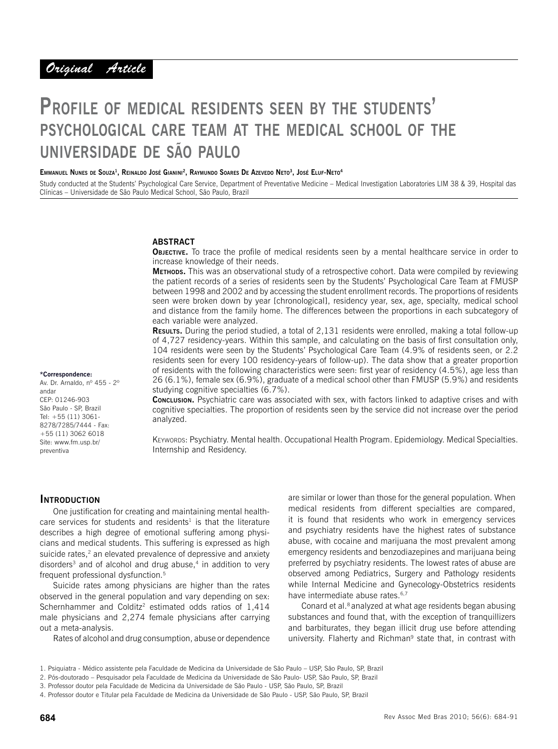*Original Article*

# Profile of medical residents seen by the students' psychological care team at the medical school of the universidade de são paulo

**Emmanuel Nunes de Souza[1], Reinaldo José Gianini[2], Raymundo Soares De Azevedo Neto[3], José Eluf-Neto[4]**

Study conducted at the Students' Psychological Care Service, Department of Preventative Medicine – Medical Investigation Laboratories LIM 38 & 39, Hospital das Clínicas – Universidade de São Paulo Medical School, São Paulo, Brazil

\*Correspondence:
Av. Dr. Arnaldo, nº 455 - 2º andar
CEP: 01246-903
São Paulo - SP, Brazil
Tel: +55 (11) 3061-8278/7285/7444 - Fax: +55 (11) 3062 6018
Site: www.fm.usp.br/preventiva

## Abstract

**Objective.** To trace the profile of medical residents seen by a mental healthcare service in order to increase knowledge of their needs.

**Methods.** This was an observational study of a retrospective cohort. Data were compiled by reviewing the patient records of a series of residents seen by the Students' Psychological Care Team at FMUSP between 1998 and 2002 and by accessing the student enrollment records. The proportions of residents seen were broken down by year [chronological], residency year, sex, age, specialty, medical school and distance from the family home. The differences between the proportions in each subcategory of each variable were analyzed.

**Results.** During the period studied, a total of 2,131 residents were enrolled, making a total follow-up of 4,727 residency-years. Within this sample, and calculating on the basis of first consultation only, 104 residents were seen by the Students' Psychological Care Team (4.9% of residents seen, or 2.2 residents seen for every 100 residency-years of follow-up). The data show that a greater proportion of residents with the following characteristics were seen: first year of residency (4.5%), age less than 26 (6.1%), female sex (6.9%), graduate of a medical school other than FMUSP (5.9%) and residents studying cognitive specialties (6.7%).

**Conclusion.** Psychiatric care was associated with sex, with factors linked to adaptive crises and with cognitive specialties. The proportion of residents seen by the service did not increase over the period analyzed.

Keywords: Psychiatry. Mental health. Occupational Health Program. Epidemiology. Medical Specialties. Internship and Residency.

## Introduction

One justification for creating and maintaining mental healthcare services for students and residents[1] is that the literature describes a high degree of emotional suffering among physicians and medical students. This suffering is expressed as high suicide rates,[2] an elevated prevalence of depressive and anxiety disorders[3] and of alcohol and drug abuse,[4] in addition to very frequent professional dysfunction.[5]

Suicide rates among physicians are higher than the rates observed in the general population and vary depending on sex: Schernhammer and Colditz[2] estimated odds ratios of 1,414 male physicians and 2,274 female physicians after carrying out a meta-analysis.

Rates of alcohol and drug consumption, abuse or dependence are similar or lower than those for the general population. When medical residents from different specialties are compared, it is found that residents who work in emergency services and psychiatry residents have the highest rates of substance abuse, with cocaine and marijuana the most prevalent among emergency residents and benzodiazepines and marijuana being preferred by psychiatry residents. The lowest rates of abuse are observed among Pediatrics, Surgery and Pathology residents while Internal Medicine and Gynecology-Obstetrics residents have intermediate abuse rates.[6,7]

Conard et al.[8] analyzed at what age residents began abusing substances and found that, with the exception of tranquillizers and barbiturates, they began illicit drug use before attending university. Flaherty and Richman[9] state that, in contrast with

1. Psiquiatra - Médico assistente pela Faculdade de Medicina da Universidade de São Paulo – USP, São Paulo, SP, Brazil
2. Pós-doutorado – Pesquisador pela Faculdade de Medicina da Universidade de São Paulo- USP, São Paulo, SP, Brazil
3. Professor doutor pela Faculdade de Medicina da Universidade de São Paulo - USP, São Paulo, SP, Brazil
4. Professor doutor e Titular pela Faculdade de Medicina da Universidade de São Paulo - USP, São Paulo, SP, Brazil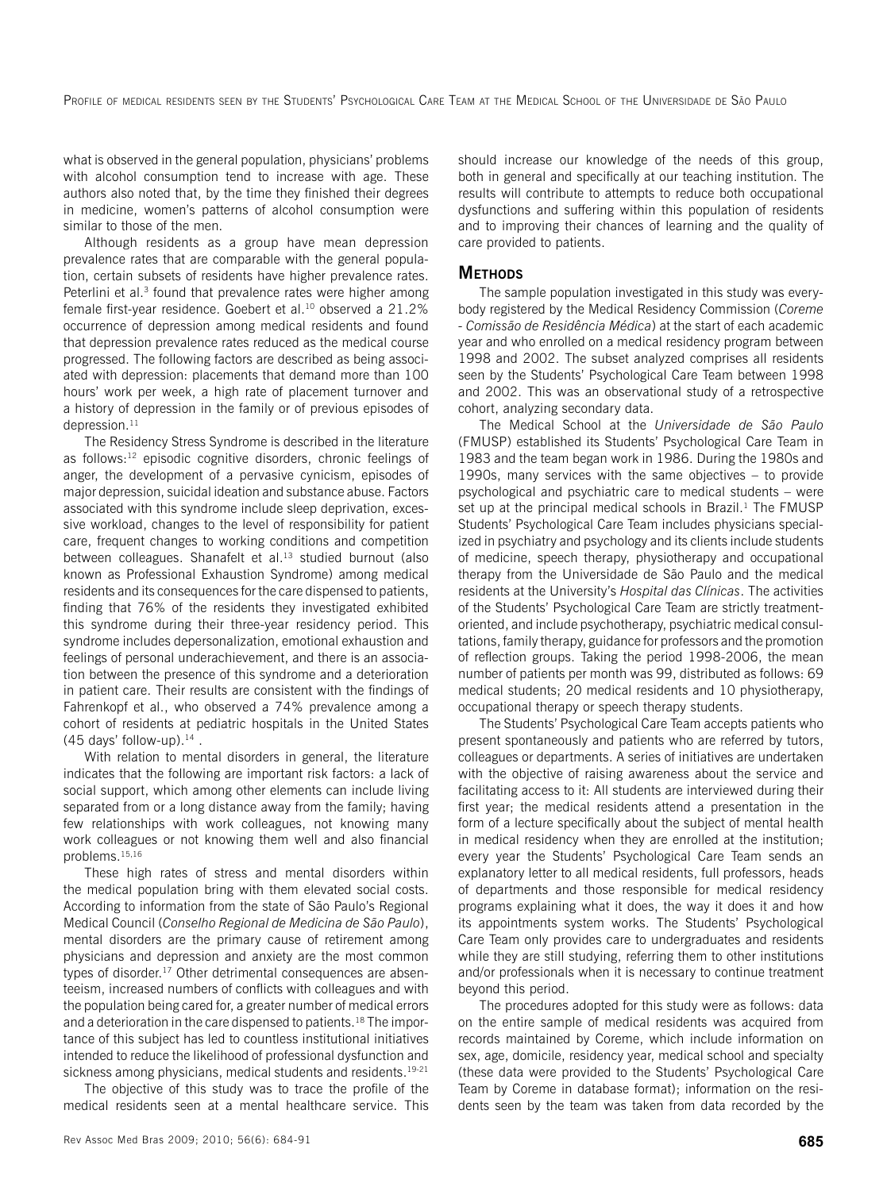what is observed in the general population, physicians' problems with alcohol consumption tend to increase with age. These authors also noted that, by the time they finished their degrees in medicine, women's patterns of alcohol consumption were similar to those of the men.

Although residents as a group have mean depression prevalence rates that are comparable with the general population, certain subsets of residents have higher prevalence rates. Peterlini et al.[3] found that prevalence rates were higher among female first-year residence. Goebert et al.[10] observed a 21.2% occurrence of depression among medical residents and found that depression prevalence rates reduced as the medical course progressed. The following factors are described as being associated with depression: placements that demand more than 100 hours' work per week, a high rate of placement turnover and a history of depression in the family or of previous episodes of depression.[11]

The Residency Stress Syndrome is described in the literature as follows:[12] episodic cognitive disorders, chronic feelings of anger, the development of a pervasive cynicism, episodes of major depression, suicidal ideation and substance abuse. Factors associated with this syndrome include sleep deprivation, excessive workload, changes to the level of responsibility for patient care, frequent changes to working conditions and competition between colleagues. Shanafelt et al.[13] studied burnout (also known as Professional Exhaustion Syndrome) among medical residents and its consequences for the care dispensed to patients, finding that 76% of the residents they investigated exhibited this syndrome during their three-year residency period. This syndrome includes depersonalization, emotional exhaustion and feelings of personal underachievement, and there is an association between the presence of this syndrome and a deterioration in patient care. Their results are consistent with the findings of Fahrenkopf et al., who observed a 74% prevalence among a cohort of residents at pediatric hospitals in the United States (45 days' follow-up).[14] .

With relation to mental disorders in general, the literature indicates that the following are important risk factors: a lack of social support, which among other elements can include living separated from or a long distance away from the family; having few relationships with work colleagues, not knowing many work colleagues or not knowing them well and also financial problems.[15,16]

These high rates of stress and mental disorders within the medical population bring with them elevated social costs. According to information from the state of São Paulo's Regional Medical Council (*Conselho Regional de Medicina de São Paulo*), mental disorders are the primary cause of retirement among physicians and depression and anxiety are the most common types of disorder.[17] Other detrimental consequences are absenteeism, increased numbers of conflicts with colleagues and with the population being cared for, a greater number of medical errors and a deterioration in the care dispensed to patients.[18] The importance of this subject has led to countless institutional initiatives intended to reduce the likelihood of professional dysfunction and sickness among physicians, medical students and residents.[19-21]

The objective of this study was to trace the profile of the medical residents seen at a mental healthcare service. This should increase our knowledge of the needs of this group, both in general and specifically at our teaching institution. The results will contribute to attempts to reduce both occupational dysfunctions and suffering within this population of residents and to improving their chances of learning and the quality of care provided to patients.

## Methods

The sample population investigated in this study was everybody registered by the Medical Residency Commission (*Coreme - Comissão de Residência Médica*) at the start of each academic year and who enrolled on a medical residency program between 1998 and 2002. The subset analyzed comprises all residents seen by the Students' Psychological Care Team between 1998 and 2002. This was an observational study of a retrospective cohort, analyzing secondary data.

The Medical School at the *Universidade de São Paulo* (FMUSP) established its Students' Psychological Care Team in 1983 and the team began work in 1986. During the 1980s and 1990s, many services with the same objectives – to provide psychological and psychiatric care to medical students – were set up at the principal medical schools in Brazil.[1] The FMUSP Students' Psychological Care Team includes physicians specialized in psychiatry and psychology and its clients include students of medicine, speech therapy, physiotherapy and occupational therapy from the Universidade de São Paulo and the medical residents at the University's *Hospital das Clínicas*. The activities of the Students' Psychological Care Team are strictly treatment-oriented, and include psychotherapy, psychiatric medical consultations, family therapy, guidance for professors and the promotion of reflection groups. Taking the period 1998-2006, the mean number of patients per month was 99, distributed as follows: 69 medical students; 20 medical residents and 10 physiotherapy, occupational therapy or speech therapy students.

The Students' Psychological Care Team accepts patients who present spontaneously and patients who are referred by tutors, colleagues or departments. A series of initiatives are undertaken with the objective of raising awareness about the service and facilitating access to it: All students are interviewed during their first year; the medical residents attend a presentation in the form of a lecture specifically about the subject of mental health in medical residency when they are enrolled at the institution; every year the Students' Psychological Care Team sends an explanatory letter to all medical residents, full professors, heads of departments and those responsible for medical residency programs explaining what it does, the way it does it and how its appointments system works. The Students' Psychological Care Team only provides care to undergraduates and residents while they are still studying, referring them to other institutions and/or professionals when it is necessary to continue treatment beyond this period.

The procedures adopted for this study were as follows: data on the entire sample of medical residents was acquired from records maintained by Coreme, which include information on sex, age, domicile, residency year, medical school and specialty (these data were provided to the Students' Psychological Care Team by Coreme in database format); information on the residents seen by the team was taken from data recorded by the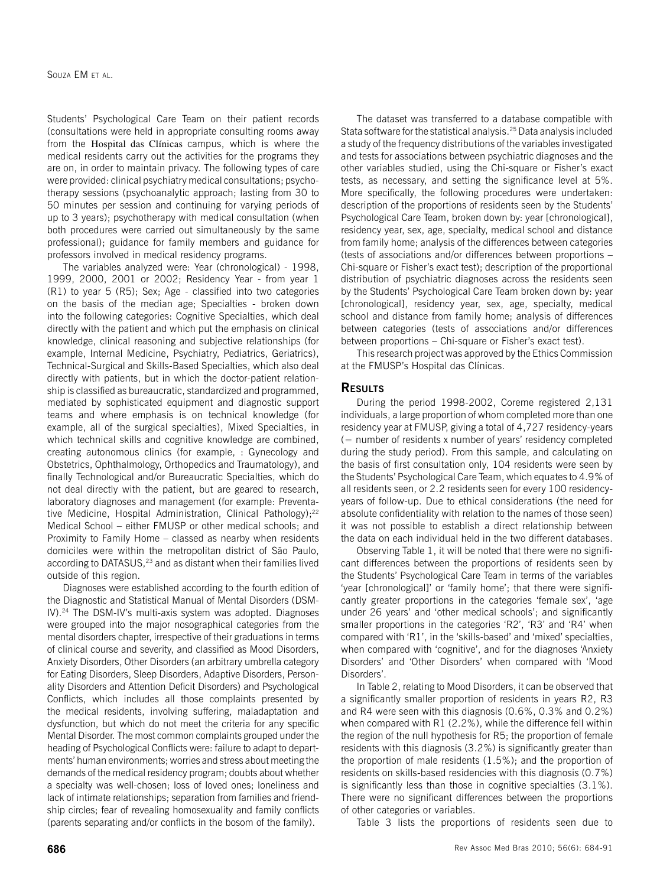Students' Psychological Care Team on their patient records (consultations were held in appropriate consulting rooms away from the Hospital das Clínicas campus, which is where the medical residents carry out the activities for the programs they are on, in order to maintain privacy. The following types of care were provided: clinical psychiatry medical consultations; psychotherapy sessions (psychoanalytic approach; lasting from 30 to 50 minutes per session and continuing for varying periods of up to 3 years); psychotherapy with medical consultation (when both procedures were carried out simultaneously by the same professional); guidance for family members and guidance for professors involved in medical residency programs.

The variables analyzed were: Year (chronological) - 1998, 1999, 2000, 2001 or 2002; Residency Year - from year 1 (R1) to year 5 (R5); Sex; Age - classified into two categories on the basis of the median age; Specialties - broken down into the following categories: Cognitive Specialties, which deal directly with the patient and which put the emphasis on clinical knowledge, clinical reasoning and subjective relationships (for example, Internal Medicine, Psychiatry, Pediatrics, Geriatrics), Technical-Surgical and Skills-Based Specialties, which also deal directly with patients, but in which the doctor-patient relationship is classified as bureaucratic, standardized and programmed, mediated by sophisticated equipment and diagnostic support teams and where emphasis is on technical knowledge (for example, all of the surgical specialties), Mixed Specialties, in which technical skills and cognitive knowledge are combined, creating autonomous clinics (for example, : Gynecology and Obstetrics, Ophthalmology, Orthopedics and Traumatology), and finally Technological and/or Bureaucratic Specialties, which do not deal directly with the patient, but are geared to research, laboratory diagnoses and management (for example: Preventative Medicine, Hospital Administration, Clinical Pathology);[22] Medical School – either FMUSP or other medical schools; and Proximity to Family Home – classed as nearby when residents domiciles were within the metropolitan district of São Paulo, according to DATASUS,[23] and as distant when their families lived outside of this region.

Diagnoses were established according to the fourth edition of the Diagnostic and Statistical Manual of Mental Disorders (DSM-IV).[24] The DSM-IV's multi-axis system was adopted. Diagnoses were grouped into the major nosographical categories from the mental disorders chapter, irrespective of their graduations in terms of clinical course and severity, and classified as Mood Disorders, Anxiety Disorders, Other Disorders (an arbitrary umbrella category for Eating Disorders, Sleep Disorders, Adaptive Disorders, Personality Disorders and Attention Deficit Disorders) and Psychological Conflicts, which includes all those complaints presented by the medical residents, involving suffering, maladaptation and dysfunction, but which do not meet the criteria for any specific Mental Disorder. The most common complaints grouped under the heading of Psychological Conflicts were: failure to adapt to departments' human environments; worries and stress about meeting the demands of the medical residency program; doubts about whether a specialty was well-chosen; loss of loved ones; loneliness and lack of intimate relationships; separation from families and friendship circles; fear of revealing homosexuality and family conflicts (parents separating and/or conflicts in the bosom of the family).

The dataset was transferred to a database compatible with Stata software for the statistical analysis.[25] Data analysis included a study of the frequency distributions of the variables investigated and tests for associations between psychiatric diagnoses and the other variables studied, using the Chi-square or Fisher's exact tests, as necessary, and setting the significance level at 5%. More specifically, the following procedures were undertaken: description of the proportions of residents seen by the Students' Psychological Care Team, broken down by: year [chronological], residency year, sex, age, specialty, medical school and distance from family home; analysis of the differences between categories (tests of associations and/or differences between proportions – Chi-square or Fisher's exact test); description of the proportional distribution of psychiatric diagnoses across the residents seen by the Students' Psychological Care Team broken down by: year [chronological], residency year, sex, age, specialty, medical school and distance from family home; analysis of differences between categories (tests of associations and/or differences between proportions – Chi-square or Fisher's exact test).

This research project was approved by the Ethics Commission at the FMUSP's Hospital das Clínicas.

## Results

During the period 1998-2002, Coreme registered 2,131 individuals, a large proportion of whom completed more than one residency year at FMUSP, giving a total of 4,727 residency-years (= number of residents x number of years' residency completed during the study period). From this sample, and calculating on the basis of first consultation only, 104 residents were seen by the Students' Psychological Care Team, which equates to 4.9% of all residents seen, or 2.2 residents seen for every 100 residency-years of follow-up. Due to ethical considerations (the need for absolute confidentiality with relation to the names of those seen) it was not possible to establish a direct relationship between the data on each individual held in the two different databases.

Observing Table 1, it will be noted that there were no significant differences between the proportions of residents seen by the Students' Psychological Care Team in terms of the variables 'year [chronological]' or 'family home'; that there were significantly greater proportions in the categories 'female sex', 'age under 26 years' and 'other medical schools'; and significantly smaller proportions in the categories 'R2', 'R3' and 'R4' when compared with 'R1', in the 'skills-based' and 'mixed' specialties, when compared with 'cognitive', and for the diagnoses 'Anxiety Disorders' and 'Other Disorders' when compared with 'Mood Disorders'.

In Table 2, relating to Mood Disorders, it can be observed that a significantly smaller proportion of residents in years R2, R3 and R4 were seen with this diagnosis (0.6%, 0.3% and 0.2%) when compared with R1 (2.2%), while the difference fell within the region of the null hypothesis for R5; the proportion of female residents with this diagnosis (3.2%) is significantly greater than the proportion of male residents (1.5%); and the proportion of residents on skills-based residencies with this diagnosis (0.7%) is significantly less than those in cognitive specialties (3.1%). There were no significant differences between the proportions of other categories or variables.

Table 3 lists the proportions of residents seen due to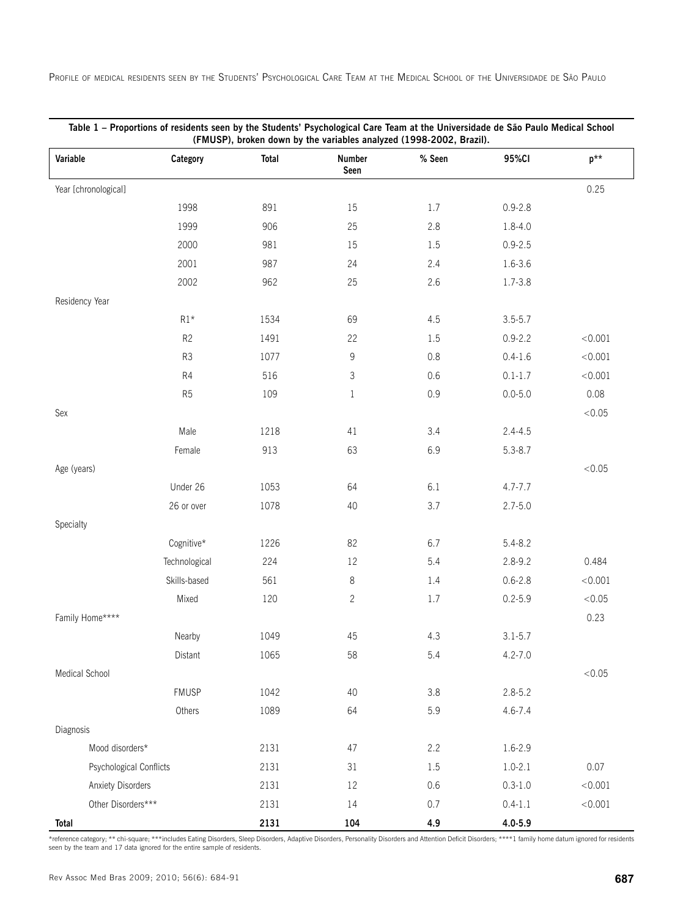**Table 1 – Proportions of residents seen by the Students' Psychological Care Team at the Universidade de São Paulo Medical School (FMUSP), broken down by the variables analyzed (1998-2002, Brazil).**

| Variable | Category | Total | Number Seen | % Seen | 95%CI | p** |
|---|---|---|---|---|---|---|
| Year [chronological] | | | | | | 0.25 |
| | 1998 | 891 | 15 | 1.7 | 0.9-2.8 | |
| | 1999 | 906 | 25 | 2.8 | 1.8-4.0 | |
| | 2000 | 981 | 15 | 1.5 | 0.9-2.5 | |
| | 2001 | 987 | 24 | 2.4 | 1.6-3.6 | |
| | 2002 | 962 | 25 | 2.6 | 1.7-3.8 | |
| Residency Year | | | | | | |
| | R1* | 1534 | 69 | 4.5 | 3.5-5.7 | |
| | R2 | 1491 | 22 | 1.5 | 0.9-2.2 | <0.001 |
| | R3 | 1077 | 9 | 0.8 | 0.4-1.6 | <0.001 |
| | R4 | 516 | 3 | 0.6 | 0.1-1.7 | <0.001 |
| | R5 | 109 | 1 | 0.9 | 0.0-5.0 | 0.08 |
| Sex | | | | | | <0.05 |
| | Male | 1218 | 41 | 3.4 | 2.4-4.5 | |
| | Female | 913 | 63 | 6.9 | 5.3-8.7 | |
| Age (years) | | | | | | <0.05 |
| | Under 26 | 1053 | 64 | 6.1 | 4.7-7.7 | |
| | 26 or over | 1078 | 40 | 3.7 | 2.7-5.0 | |
| Specialty | | | | | | |
| | Cognitive* | 1226 | 82 | 6.7 | 5.4-8.2 | |
| | Technological | 224 | 12 | 5.4 | 2.8-9.2 | 0.484 |
| | Skills-based | 561 | 8 | 1.4 | 0.6-2.8 | <0.001 |
| | Mixed | 120 | 2 | 1.7 | 0.2-5.9 | <0.05 |
| Family Home**** | | | | | | 0.23 |
| | Nearby | 1049 | 45 | 4.3 | 3.1-5.7 | |
| | Distant | 1065 | 58 | 5.4 | 4.2-7.0 | |
| Medical School | | | | | | <0.05 |
| | FMUSP | 1042 | 40 | 3.8 | 2.8-5.2 | |
| | Others | 1089 | 64 | 5.9 | 4.6-7.4 | |
| Diagnosis | | | | | | |
| Mood disorders* | | 2131 | 47 | 2.2 | 1.6-2.9 | |
| Psychological Conflicts | | 2131 | 31 | 1.5 | 1.0-2.1 | 0.07 |
| Anxiety Disorders | | 2131 | 12 | 0.6 | 0.3-1.0 | <0.001 |
| Other Disorders*** | | 2131 | 14 | 0.7 | 0.4-1.1 | <0.001 |
| **Total** | | **2131** | **104** | **4.9** | **4.0-5.9** | |

*reference category; ** chi-square; ***includes Eating Disorders, Sleep Disorders, Adaptive Disorders, Personality Disorders and Attention Deficit Disorders; ****1 family home datum ignored for residents seen by the team and 17 data ignored for the entire sample of residents.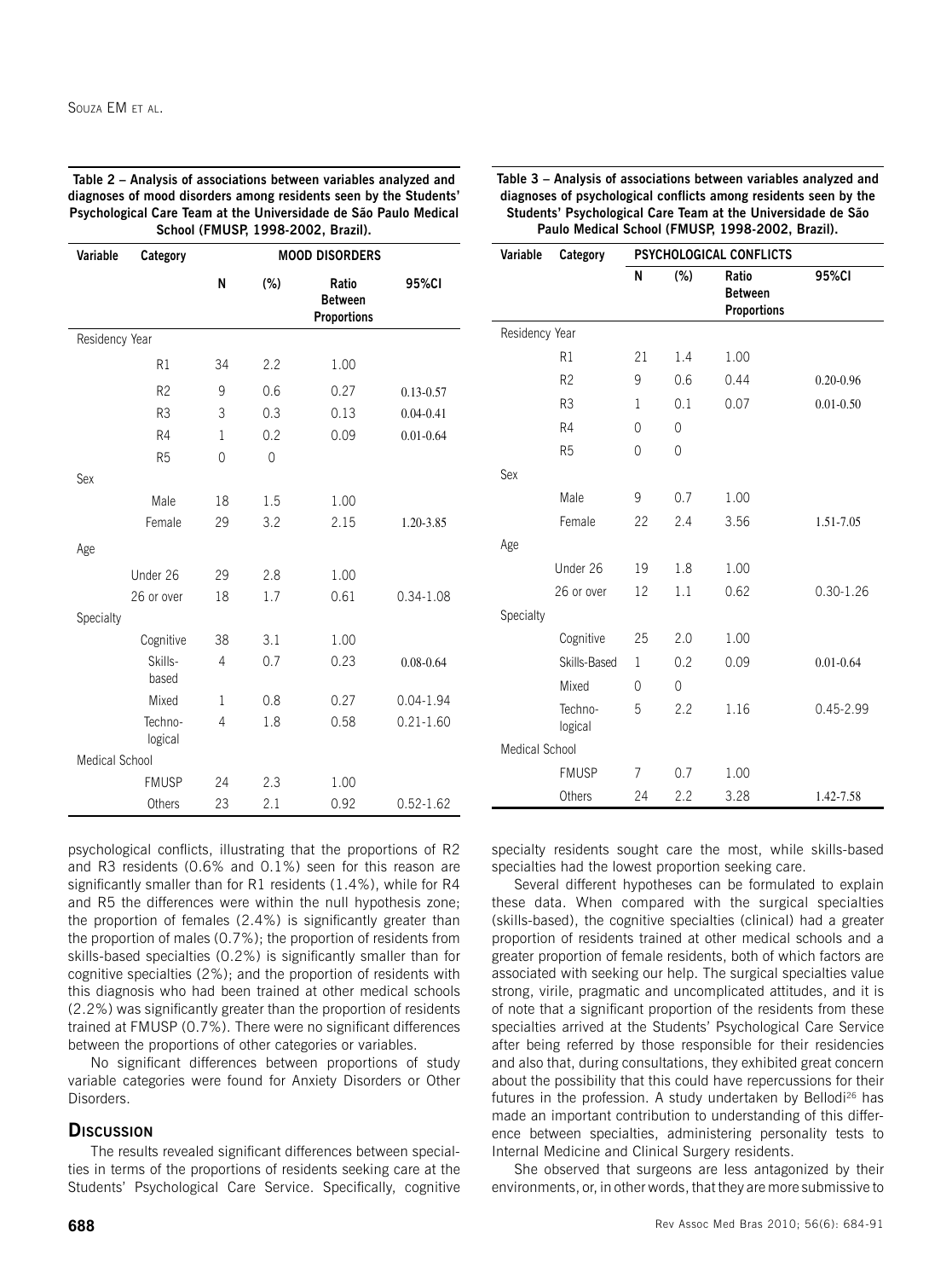**Table 2 – Analysis of associations between variables analyzed and diagnoses of mood disorders among residents seen by the Students' Psychological Care Team at the Universidade de São Paulo Medical School (FMUSP, 1998-2002, Brazil).**

| Variable | Category | MOOD DISORDERS | | | |
|---|---|---|---|---|---|
| | | N | (%) | Ratio Between Proportions | 95%CI |
| Residency Year | | | | | |
| | R1 | 34 | 2.2 | 1.00 | |
| | R2 | 9 | 0.6 | 0.27 | 0.13-0.57 |
| | R3 | 3 | 0.3 | 0.13 | 0.04-0.41 |
| | R4 | 1 | 0.2 | 0.09 | 0.01-0.64 |
| | R5 | 0 | 0 | | |
| Sex | | | | | |
| | Male | 18 | 1.5 | 1.00 | |
| | Female | 29 | 3.2 | 2.15 | 1.20-3.85 |
| Age | | | | | |
| | Under 26 | 29 | 2.8 | 1.00 | |
| | 26 or over | 18 | 1.7 | 0.61 | 0.34-1.08 |
| Specialty | | | | | |
| | Cognitive | 38 | 3.1 | 1.00 | |
| | Skills-based | 4 | 0.7 | 0.23 | 0.08-0.64 |
| | Mixed | 1 | 0.8 | 0.27 | 0.04-1.94 |
| | Techno-logical | 4 | 1.8 | 0.58 | 0.21-1.60 |
| Medical School | | | | | |
| | FMUSP | 24 | 2.3 | 1.00 | |
| | Others | 23 | 2.1 | 0.92 | 0.52-1.62 |

**Table 3 – Analysis of associations between variables analyzed and diagnoses of psychological conflicts among residents seen by the Students' Psychological Care Team at the Universidade de São Paulo Medical School (FMUSP, 1998-2002, Brazil).**

| Variable | Category | PSYCHOLOGICAL CONFLICTS | | | |
|---|---|---|---|---|---|
| | | N | (%) | Ratio Between Proportions | 95%CI |
| Residency Year | | | | | |
| | R1 | 21 | 1.4 | 1.00 | |
| | R2 | 9 | 0.6 | 0.44 | 0.20-0.96 |
| | R3 | 1 | 0.1 | 0.07 | 0.01-0.50 |
| | R4 | 0 | 0 | | |
| | R5 | 0 | 0 | | |
| Sex | | | | | |
| | Male | 9 | 0.7 | 1.00 | |
| | Female | 22 | 2.4 | 3.56 | 1.51-7.05 |
| Age | | | | | |
| | Under 26 | 19 | 1.8 | 1.00 | |
| | 26 or over | 12 | 1.1 | 0.62 | 0.30-1.26 |
| Specialty | | | | | |
| | Cognitive | 25 | 2.0 | 1.00 | |
| | Skills-Based | 1 | 0.2 | 0.09 | 0.01-0.64 |
| | Mixed | 0 | 0 | | |
| | Techno-logical | 5 | 2.2 | 1.16 | 0.45-2.99 |
| Medical School | | | | | |
| | FMUSP | 7 | 0.7 | 1.00 | |
| | Others | 24 | 2.2 | 3.28 | 1.42-7.58 |

psychological conflicts, illustrating that the proportions of R2 and R3 residents (0.6% and 0.1%) seen for this reason are significantly smaller than for R1 residents (1.4%), while for R4 and R5 the differences were within the null hypothesis zone; the proportion of females (2.4%) is significantly greater than the proportion of males (0.7%); the proportion of residents from skills-based specialties (0.2%) is significantly smaller than for cognitive specialties (2%); and the proportion of residents with this diagnosis who had been trained at other medical schools (2.2%) was significantly greater than the proportion of residents trained at FMUSP (0.7%). There were no significant differences between the proportions of other categories or variables.

No significant differences between proportions of study variable categories were found for Anxiety Disorders or Other Disorders.

## Discussion

The results revealed significant differences between specialties in terms of the proportions of residents seeking care at the Students' Psychological Care Service. Specifically, cognitive specialty residents sought care the most, while skills-based specialties had the lowest proportion seeking care.

Several different hypotheses can be formulated to explain these data. When compared with the surgical specialties (skills-based), the cognitive specialties (clinical) had a greater proportion of residents trained at other medical schools and a greater proportion of female residents, both of which factors are associated with seeking our help. The surgical specialties value strong, virile, pragmatic and uncomplicated attitudes, and it is of note that a significant proportion of the residents from these specialties arrived at the Students' Psychological Care Service after being referred by those responsible for their residencies and also that, during consultations, they exhibited great concern about the possibility that this could have repercussions for their futures in the profession. A study undertaken by Bellodi[26] has made an important contribution to understanding of this difference between specialties, administering personality tests to Internal Medicine and Clinical Surgery residents.

She observed that surgeons are less antagonized by their environments, or, in other words, that they are more submissive to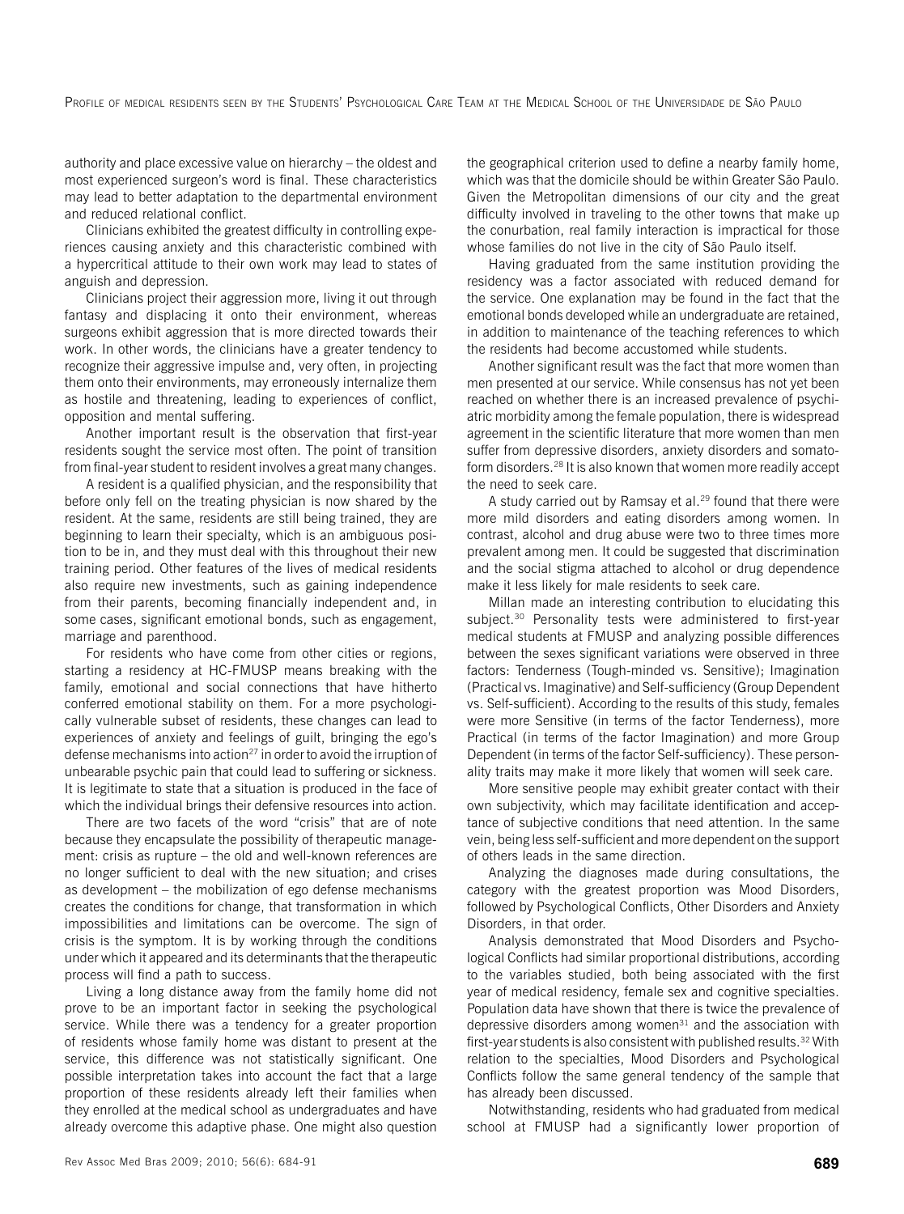authority and place excessive value on hierarchy – the oldest and most experienced surgeon's word is final. These characteristics may lead to better adaptation to the departmental environment and reduced relational conflict.

Clinicians exhibited the greatest difficulty in controlling experiences causing anxiety and this characteristic combined with a hypercritical attitude to their own work may lead to states of anguish and depression.

Clinicians project their aggression more, living it out through fantasy and displacing it onto their environment, whereas surgeons exhibit aggression that is more directed towards their work. In other words, the clinicians have a greater tendency to recognize their aggressive impulse and, very often, in projecting them onto their environments, may erroneously internalize them as hostile and threatening, leading to experiences of conflict, opposition and mental suffering.

Another important result is the observation that first-year residents sought the service most often. The point of transition from final-year student to resident involves a great many changes.

A resident is a qualified physician, and the responsibility that before only fell on the treating physician is now shared by the resident. At the same, residents are still being trained, they are beginning to learn their specialty, which is an ambiguous position to be in, and they must deal with this throughout their new training period. Other features of the lives of medical residents also require new investments, such as gaining independence from their parents, becoming financially independent and, in some cases, significant emotional bonds, such as engagement, marriage and parenthood.

For residents who have come from other cities or regions, starting a residency at HC-FMUSP means breaking with the family, emotional and social connections that have hitherto conferred emotional stability on them. For a more psychologically vulnerable subset of residents, these changes can lead to experiences of anxiety and feelings of guilt, bringing the ego's defense mechanisms into action[27] in order to avoid the irruption of unbearable psychic pain that could lead to suffering or sickness. It is legitimate to state that a situation is produced in the face of which the individual brings their defensive resources into action.

There are two facets of the word "crisis" that are of note because they encapsulate the possibility of therapeutic management: crisis as rupture – the old and well-known references are no longer sufficient to deal with the new situation; and crises as development – the mobilization of ego defense mechanisms creates the conditions for change, that transformation in which impossibilities and limitations can be overcome. The sign of crisis is the symptom. It is by working through the conditions under which it appeared and its determinants that the therapeutic process will find a path to success.

Living a long distance away from the family home did not prove to be an important factor in seeking the psychological service. While there was a tendency for a greater proportion of residents whose family home was distant to present at the service, this difference was not statistically significant. One possible interpretation takes into account the fact that a large proportion of these residents already left their families when they enrolled at the medical school as undergraduates and have already overcome this adaptive phase. One might also question the geographical criterion used to define a nearby family home, which was that the domicile should be within Greater São Paulo. Given the Metropolitan dimensions of our city and the great difficulty involved in traveling to the other towns that make up the conurbation, real family interaction is impractical for those whose families do not live in the city of São Paulo itself.

Having graduated from the same institution providing the residency was a factor associated with reduced demand for the service. One explanation may be found in the fact that the emotional bonds developed while an undergraduate are retained, in addition to maintenance of the teaching references to which the residents had become accustomed while students.

Another significant result was the fact that more women than men presented at our service. While consensus has not yet been reached on whether there is an increased prevalence of psychiatric morbidity among the female population, there is widespread agreement in the scientific literature that more women than men suffer from depressive disorders, anxiety disorders and somatoform disorders.[28] It is also known that women more readily accept the need to seek care.

A study carried out by Ramsay et al.[29] found that there were more mild disorders and eating disorders among women. In contrast, alcohol and drug abuse were two to three times more prevalent among men. It could be suggested that discrimination and the social stigma attached to alcohol or drug dependence make it less likely for male residents to seek care.

Millan made an interesting contribution to elucidating this subject.[30] Personality tests were administered to first-year medical students at FMUSP and analyzing possible differences between the sexes significant variations were observed in three factors: Tenderness (Tough-minded vs. Sensitive); Imagination (Practical vs. Imaginative) and Self-sufficiency (Group Dependent vs. Self-sufficient). According to the results of this study, females were more Sensitive (in terms of the factor Tenderness), more Practical (in terms of the factor Imagination) and more Group Dependent (in terms of the factor Self-sufficiency). These personality traits may make it more likely that women will seek care.

More sensitive people may exhibit greater contact with their own subjectivity, which may facilitate identification and acceptance of subjective conditions that need attention. In the same vein, being less self-sufficient and more dependent on the support of others leads in the same direction.

Analyzing the diagnoses made during consultations, the category with the greatest proportion was Mood Disorders, followed by Psychological Conflicts, Other Disorders and Anxiety Disorders, in that order.

Analysis demonstrated that Mood Disorders and Psychological Conflicts had similar proportional distributions, according to the variables studied, both being associated with the first year of medical residency, female sex and cognitive specialties. Population data have shown that there is twice the prevalence of depressive disorders among women[31] and the association with first-year students is also consistent with published results.[32] With relation to the specialties, Mood Disorders and Psychological Conflicts follow the same general tendency of the sample that has already been discussed.

Notwithstanding, residents who had graduated from medical school at FMUSP had a significantly lower proportion of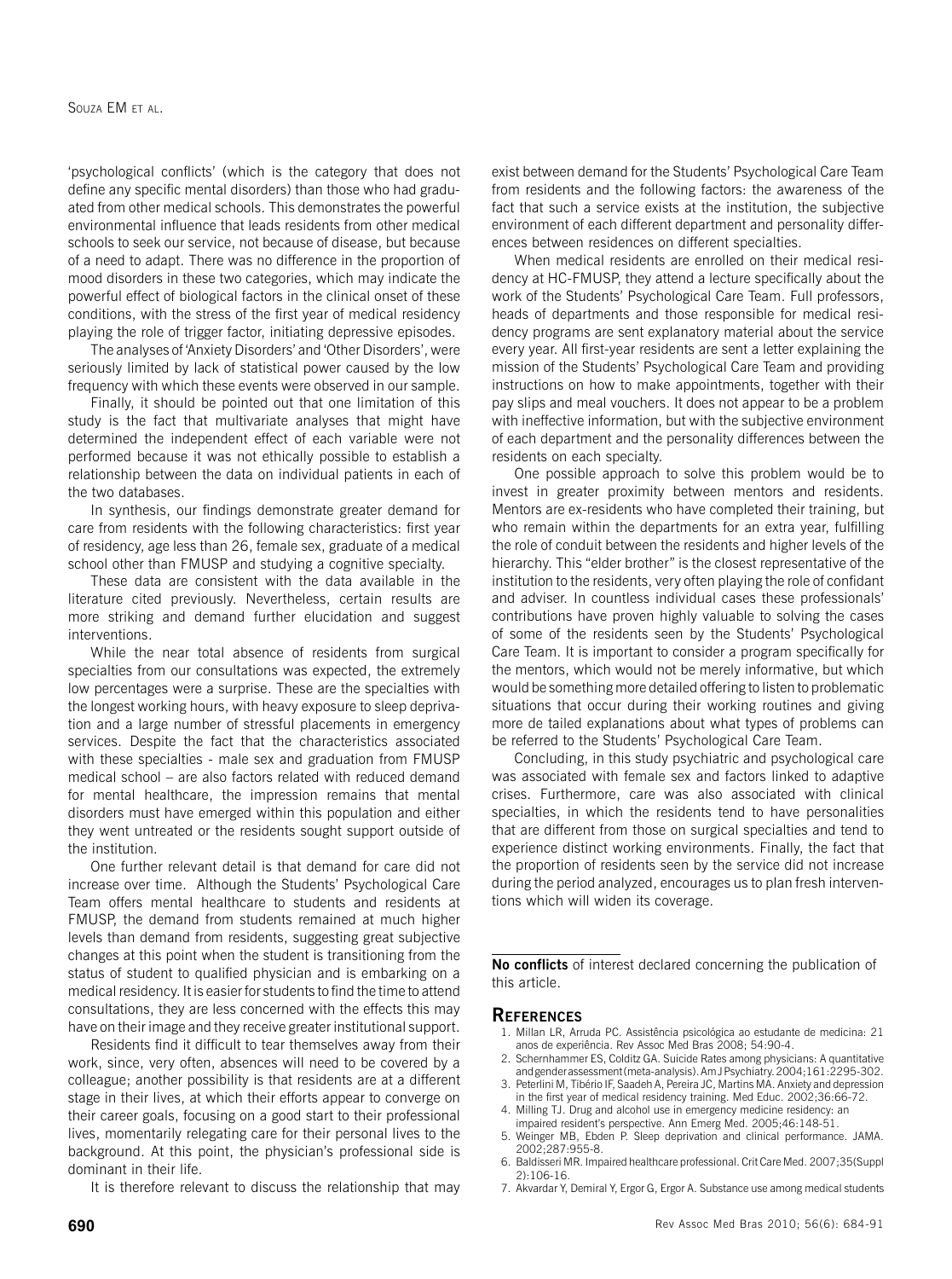'psychological conflicts' (which is the category that does not define any specific mental disorders) than those who had graduated from other medical schools. This demonstrates the powerful environmental influence that leads residents from other medical schools to seek our service, not because of disease, but because of a need to adapt. There was no difference in the proportion of mood disorders in these two categories, which may indicate the powerful effect of biological factors in the clinical onset of these conditions, with the stress of the first year of medical residency playing the role of trigger factor, initiating depressive episodes.

The analyses of 'Anxiety Disorders' and 'Other Disorders', were seriously limited by lack of statistical power caused by the low frequency with which these events were observed in our sample.

Finally, it should be pointed out that one limitation of this study is the fact that multivariate analyses that might have determined the independent effect of each variable were not performed because it was not ethically possible to establish a relationship between the data on individual patients in each of the two databases.

In synthesis, our findings demonstrate greater demand for care from residents with the following characteristics: first year of residency, age less than 26, female sex, graduate of a medical school other than FMUSP and studying a cognitive specialty.

These data are consistent with the data available in the literature cited previously. Nevertheless, certain results are more striking and demand further elucidation and suggest interventions.

While the near total absence of residents from surgical specialties from our consultations was expected, the extremely low percentages were a surprise. These are the specialties with the longest working hours, with heavy exposure to sleep deprivation and a large number of stressful placements in emergency services. Despite the fact that the characteristics associated with these specialties - male sex and graduation from FMUSP medical school – are also factors related with reduced demand for mental healthcare, the impression remains that mental disorders must have emerged within this population and either they went untreated or the residents sought support outside of the institution.

One further relevant detail is that demand for care did not increase over time. Although the Students' Psychological Care Team offers mental healthcare to students and residents at FMUSP, the demand from students remained at much higher levels than demand from residents, suggesting great subjective changes at this point when the student is transitioning from the status of student to qualified physician and is embarking on a medical residency. It is easier for students to find the time to attend consultations, they are less concerned with the effects this may have on their image and they receive greater institutional support.

Residents find it difficult to tear themselves away from their work, since, very often, absences will need to be covered by a colleague; another possibility is that residents are at a different stage in their lives, at which their efforts appear to converge on their career goals, focusing on a good start to their professional lives, momentarily relegating care for their personal lives to the background. At this point, the physician's professional side is dominant in their life.

It is therefore relevant to discuss the relationship that may exist between demand for the Students' Psychological Care Team from residents and the following factors: the awareness of the fact that such a service exists at the institution, the subjective environment of each different department and personality differences between residences on different specialties.

When medical residents are enrolled on their medical residency at HC-FMUSP, they attend a lecture specifically about the work of the Students' Psychological Care Team. Full professors, heads of departments and those responsible for medical residency programs are sent explanatory material about the service every year. All first-year residents are sent a letter explaining the mission of the Students' Psychological Care Team and providing instructions on how to make appointments, together with their pay slips and meal vouchers. It does not appear to be a problem with ineffective information, but with the subjective environment of each department and the personality differences between the residents on each specialty.

One possible approach to solve this problem would be to invest in greater proximity between mentors and residents. Mentors are ex-residents who have completed their training, but who remain within the departments for an extra year, fulfilling the role of conduit between the residents and higher levels of the hierarchy. This "elder brother" is the closest representative of the institution to the residents, very often playing the role of confidant and adviser. In countless individual cases these professionals' contributions have proven highly valuable to solving the cases of some of the residents seen by the Students' Psychological Care Team. It is important to consider a program specifically for the mentors, which would not be merely informative, but which would be something more detailed offering to listen to problematic situations that occur during their working routines and giving more de tailed explanations about what types of problems can be referred to the Students' Psychological Care Team.

Concluding, in this study psychiatric and psychological care was associated with female sex and factors linked to adaptive crises. Furthermore, care was also associated with clinical specialties, in which the residents tend to have personalities that are different from those on surgical specialties and tend to experience distinct working environments. Finally, the fact that the proportion of residents seen by the service did not increase during the period analyzed, encourages us to plan fresh interventions which will widen its coverage.

**No conflicts** of interest declared concerning the publication of this article.

## References

1. Millan LR, Arruda PC. Assistência psicológica ao estudante de medicina: 21 anos de experiência. Rev Assoc Med Bras 2008; 54:90-4.
2. Schernhammer ES, Colditz GA. Suicide Rates among physicians: A quantitative and gender assessment (meta-analysis). Am J Psychiatry. 2004;161:2295-302.
3. Peterlini M, Tibério IF, Saadeh A, Pereira JC, Martins MA. Anxiety and depression in the first year of medical residency training. Med Educ. 2002;36:66-72.
4. Milling TJ. Drug and alcohol use in emergency medicine residency: an impaired resident's perspective. Ann Emerg Med. 2005;46:148-51.
5. Weinger MB, Ebden P. Sleep deprivation and clinical performance. JAMA. 2002;287:955-8.
6. Baldisseri MR. Impaired healthcare professional. Crit Care Med. 2007;35(Suppl 2):106-16.
7. Akvardar Y, Demiral Y, Ergor G, Ergor A. Substance use among medical students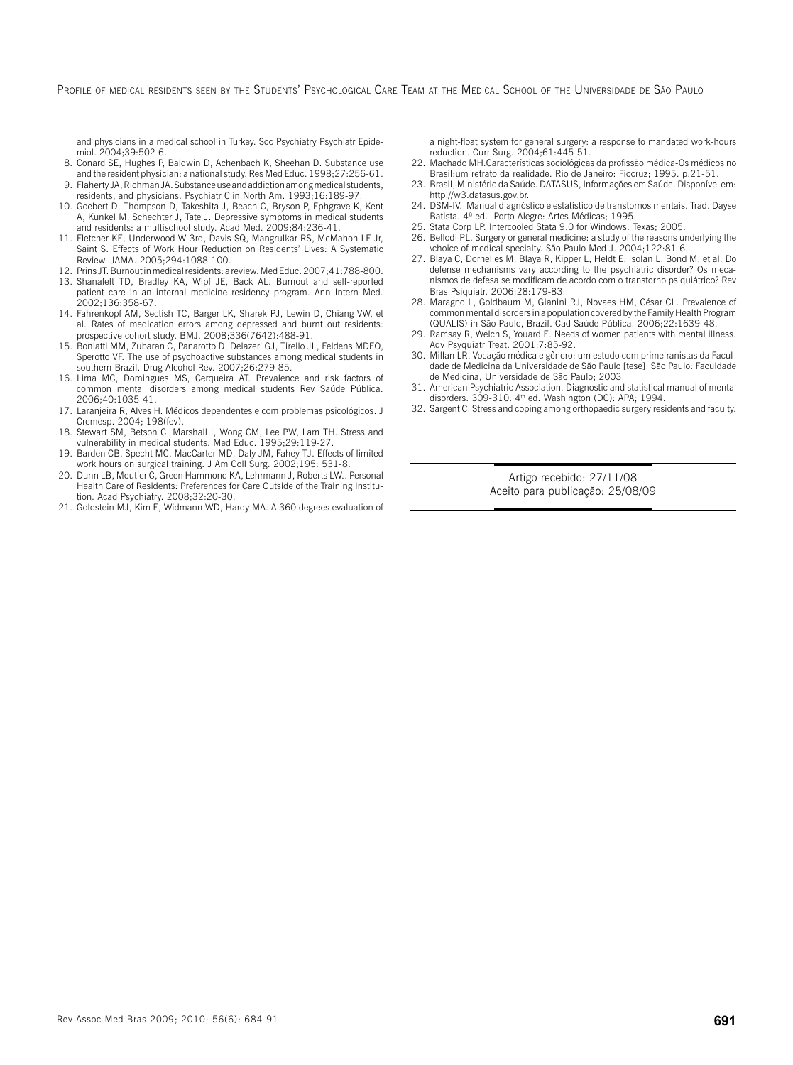and physicians in a medical school in Turkey. Soc Psychiatry Psychiatr Epidemiol. 2004;39:502-6.

8. Conard SE, Hughes P, Baldwin D, Achenbach K, Sheehan D. Substance use and the resident physician: a national study. Res Med Educ. 1998;27:256-61.
9. Flaherty JA, Richman JA. Substance use and addiction among medical students, residents, and physicians. Psychiatr Clin North Am. 1993;16:189-97.
10. Goebert D, Thompson D, Takeshita J, Beach C, Bryson P, Ephgrave K, Kent A, Kunkel M, Schechter J, Tate J. Depressive symptoms in medical students and residents: a multischool study. Acad Med. 2009;84:236-41.
11. Fletcher KE, Underwood W 3rd, Davis SQ, Mangrulkar RS, McMahon LF Jr, Saint S. Effects of Work Hour Reduction on Residents' Lives: A Systematic Review. JAMA. 2005;294:1088-100.
12. Prins JT. Burnout in medical residents: a review. Med Educ. 2007;41:788-800.
13. Shanafelt TD, Bradley KA, Wipf JE, Back AL. Burnout and self-reported patient care in an internal medicine residency program. Ann Intern Med. 2002;136:358-67.
14. Fahrenkopf AM, Sectish TC, Barger LK, Sharek PJ, Lewin D, Chiang VW, et al. Rates of medication errors among depressed and burnt out residents: prospective cohort study. BMJ. 2008;336(7642):488-91.
15. Boniatti MM, Zubaran C, Panarotto D, Delazeri GJ, Tirello JL, Feldens MDEO, Sperotto VF. The use of psychoactive substances among medical students in southern Brazil. Drug Alcohol Rev. 2007;26:279-85.
16. Lima MC, Domingues MS, Cerqueira AT. Prevalence and risk factors of common mental disorders among medical students Rev Saúde Pública. 2006;40:1035-41.
17. Laranjeira R, Alves H. Médicos dependentes e com problemas psicológicos. J Cremesp. 2004; 198(fev).
18. Stewart SM, Betson C, Marshall I, Wong CM, Lee PW, Lam TH. Stress and vulnerability in medical students. Med Educ. 1995;29:119-27.
19. Barden CB, Specht MC, MacCarter MD, Daly JM, Fahey TJ. Effects of limited work hours on surgical training. J Am Coll Surg. 2002;195: 531-8.
20. Dunn LB, Moutier C, Green Hammond KA, Lehrmann J, Roberts LW.. Personal Health Care of Residents: Preferences for Care Outside of the Training Institution. Acad Psychiatry. 2008;32:20-30.
21. Goldstein MJ, Kim E, Widmann WD, Hardy MA. A 360 degrees evaluation of a night-float system for general surgery: a response to mandated work-hours reduction. Curr Surg. 2004;61:445-51.
22. Machado MH.Características sociológicas da profissão médica-Os médicos no Brasil:um retrato da realidade. Rio de Janeiro: Fiocruz; 1995. p.21-51.
23. Brasil, Ministério da Saúde. DATASUS, Informações em Saúde. Disponível em: http://w3.datasus.gov.br.
24. DSM-IV. Manual diagnóstico e estatístico de transtornos mentais. Trad. Dayse Batista. 4ª ed. Porto Alegre: Artes Médicas; 1995.
25. Stata Corp LP. Intercooled Stata 9.0 for Windows. Texas; 2005.
26. Bellodi PL. Surgery or general medicine: a study of the reasons underlying the \choice of medical specialty. São Paulo Med J. 2004;122:81-6.
27. Blaya C, Dornelles M, Blaya R, Kipper L, Heldt E, Isolan L, Bond M, et al. Do defense mechanisms vary according to the psychiatric disorder? Os mecanismos de defesa se modificam de acordo com o transtorno psiquiátrico? Rev Bras Psiquiatr. 2006;28:179-83.
28. Maragno L, Goldbaum M, Gianini RJ, Novaes HM, César CL. Prevalence of common mental disorders in a population covered by the Family Health Program (QUALIS) in São Paulo, Brazil. Cad Saúde Pública. 2006;22:1639-48.
29. Ramsay R, Welch S, Youard E. Needs of women patients with mental illness. Adv Psyquiatr Treat. 2001;7:85-92.
30. Millan LR. Vocação médica e gênero: um estudo com primeiranistas da Faculdade de Medicina da Universidade de São Paulo [tese]. São Paulo: Faculdade de Medicina, Universidade de São Paulo; 2003.
31. American Psychiatric Association. Diagnostic and statistical manual of mental disorders. 309-310. 4th ed. Washington (DC): APA; 1994.
32. Sargent C. Stress and coping among orthopaedic surgery residents and faculty.

Artigo recebido: 27/11/08
Aceito para publicação: 25/08/09